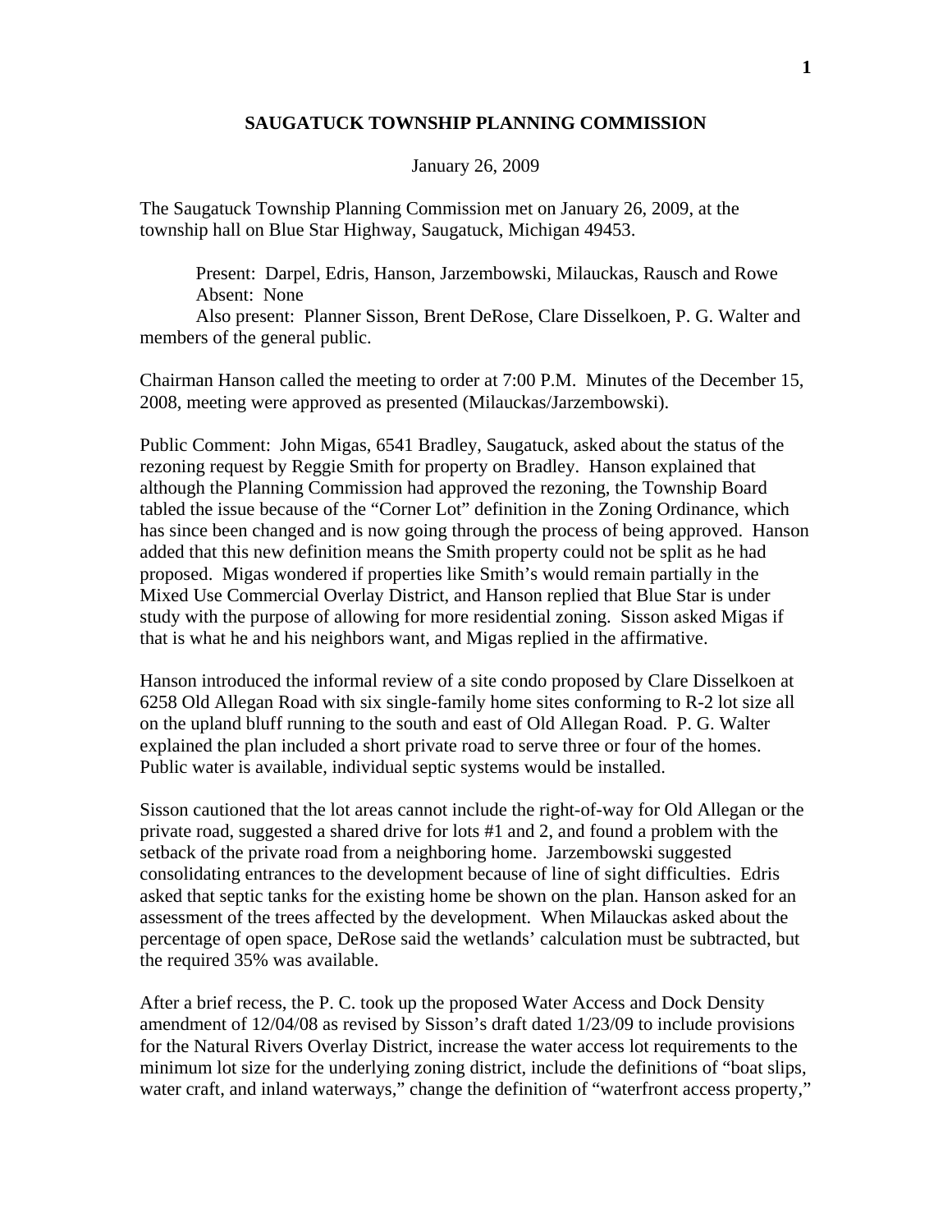# SAUGATUCK TOWNSHIP PLANNING COMMISSION

January 26, 2009

The Saugatuck Township Planning Commission met on January 26, 2009, at the township hall on Blue Star Highway, Saugatuck, Michigan 49453.

Present: Darpel, Edris, Hanson, Jarzembowski, Milauckas, Rausch and Rowe
Absent: None
Also present: Planner Sisson, Brent DeRose, Clare Disselkoen, P. G. Walter and members of the general public.

Chairman Hanson called the meeting to order at 7:00 P.M. Minutes of the December 15, 2008, meeting were approved as presented (Milauckas/Jarzembowski).

Public Comment: John Migas, 6541 Bradley, Saugatuck, asked about the status of the rezoning request by Reggie Smith for property on Bradley. Hanson explained that although the Planning Commission had approved the rezoning, the Township Board tabled the issue because of the "Corner Lot" definition in the Zoning Ordinance, which has since been changed and is now going through the process of being approved. Hanson added that this new definition means the Smith property could not be split as he had proposed. Migas wondered if properties like Smith's would remain partially in the Mixed Use Commercial Overlay District, and Hanson replied that Blue Star is under study with the purpose of allowing for more residential zoning. Sisson asked Migas if that is what he and his neighbors want, and Migas replied in the affirmative.

Hanson introduced the informal review of a site condo proposed by Clare Disselkoen at 6258 Old Allegan Road with six single-family home sites conforming to R-2 lot size all on the upland bluff running to the south and east of Old Allegan Road. P. G. Walter explained the plan included a short private road to serve three or four of the homes. Public water is available, individual septic systems would be installed.

Sisson cautioned that the lot areas cannot include the right-of-way for Old Allegan or the private road, suggested a shared drive for lots #1 and 2, and found a problem with the setback of the private road from a neighboring home. Jarzembowski suggested consolidating entrances to the development because of line of sight difficulties. Edris asked that septic tanks for the existing home be shown on the plan. Hanson asked for an assessment of the trees affected by the development. When Milauckas asked about the percentage of open space, DeRose said the wetlands' calculation must be subtracted, but the required 35% was available.

After a brief recess, the P. C. took up the proposed Water Access and Dock Density amendment of 12/04/08 as revised by Sisson's draft dated 1/23/09 to include provisions for the Natural Rivers Overlay District, increase the water access lot requirements to the minimum lot size for the underlying zoning district, include the definitions of "boat slips, water craft, and inland waterways," change the definition of "waterfront access property,"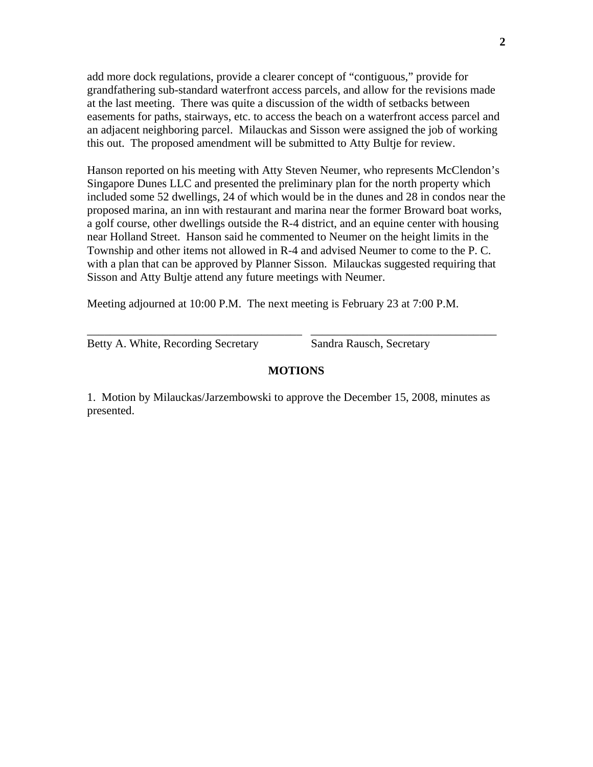add more dock regulations, provide a clearer concept of "contiguous," provide for grandfathering sub-standard waterfront access parcels, and allow for the revisions made at the last meeting. There was quite a discussion of the width of setbacks between easements for paths, stairways, etc. to access the beach on a waterfront access parcel and an adjacent neighboring parcel. Milauckas and Sisson were assigned the job of working this out. The proposed amendment will be submitted to Atty Bultje for review.

Hanson reported on his meeting with Atty Steven Neumer, who represents McClendon's Singapore Dunes LLC and presented the preliminary plan for the north property which included some 52 dwellings, 24 of which would be in the dunes and 28 in condos near the proposed marina, an inn with restaurant and marina near the former Broward boat works, a golf course, other dwellings outside the R-4 district, and an equine center with housing near Holland Street. Hanson said he commented to Neumer on the height limits in the Township and other items not allowed in R-4 and advised Neumer to come to the P. C. with a plan that can be approved by Planner Sisson. Milauckas suggested requiring that Sisson and Atty Bultje attend any future meetings with Neumer.

Meeting adjourned at 10:00 P.M. The next meeting is February 23 at 7:00 P.M.

\_\_\_\_\_\_\_\_\_\_\_\_\_\_\_\_\_\_\_\_\_\_\_\_\_\_\_\_\_\_\_\_\_\_\_\_ \_\_\_\_\_\_\_\_\_\_\_\_\_\_\_\_\_\_\_\_\_\_\_\_\_\_\_\_\_\_\_\_

Betty A. White, Recording Secretary Sandra Rausch, Secretary

## MOTIONS

1. Motion by Milauckas/Jarzembowski to approve the December 15, 2008, minutes as presented.